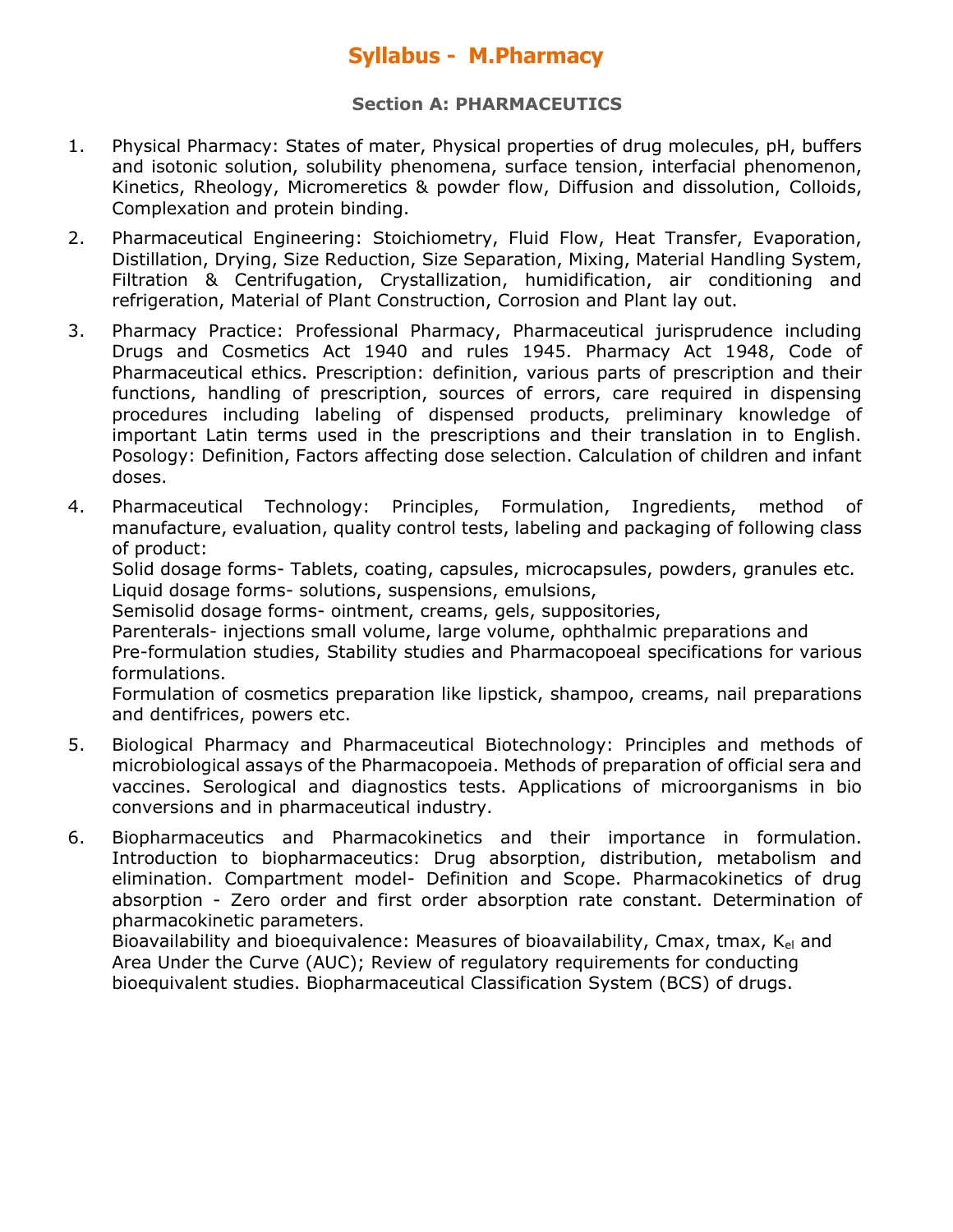# Syllabus - M.Pharmacy

## Section A: PHARMACEUTICS

1. Physical Pharmacy: States of mater, Physical properties of drug molecules, pH, buffers and isotonic solution, solubility phenomena, surface tension, interfacial phenomenon, Kinetics, Rheology, Micromeretics & powder flow, Diffusion and dissolution, Colloids, Complexation and protein binding.

2. Pharmaceutical Engineering: Stoichiometry, Fluid Flow, Heat Transfer, Evaporation, Distillation, Drying, Size Reduction, Size Separation, Mixing, Material Handling System, Filtration & Centrifugation, Crystallization, humidification, air conditioning and refrigeration, Material of Plant Construction, Corrosion and Plant lay out.

3. Pharmacy Practice: Professional Pharmacy, Pharmaceutical jurisprudence including Drugs and Cosmetics Act 1940 and rules 1945. Pharmacy Act 1948, Code of Pharmaceutical ethics. Prescription: definition, various parts of prescription and their functions, handling of prescription, sources of errors, care required in dispensing procedures including labeling of dispensed products, preliminary knowledge of important Latin terms used in the prescriptions and their translation in to English. Posology: Definition, Factors affecting dose selection. Calculation of children and infant doses.

4. Pharmaceutical Technology: Principles, Formulation, Ingredients, method of manufacture, evaluation, quality control tests, labeling and packaging of following class of product:
   Solid dosage forms- Tablets, coating, capsules, microcapsules, powders, granules etc.
   Liquid dosage forms- solutions, suspensions, emulsions,
   Semisolid dosage forms- ointment, creams, gels, suppositories,
   Parenterals- injections small volume, large volume, ophthalmic preparations and
   Pre-formulation studies, Stability studies and Pharmacopoeal specifications for various formulations.
   Formulation of cosmetics preparation like lipstick, shampoo, creams, nail preparations and dentifrices, powers etc.

5. Biological Pharmacy and Pharmaceutical Biotechnology: Principles and methods of microbiological assays of the Pharmacopoeia. Methods of preparation of official sera and vaccines. Serological and diagnostics tests. Applications of microorganisms in bio conversions and in pharmaceutical industry.

6. Biopharmaceutics and Pharmacokinetics and their importance in formulation. Introduction to biopharmaceutics: Drug absorption, distribution, metabolism and elimination. Compartment model- Definition and Scope. Pharmacokinetics of drug absorption - Zero order and first order absorption rate constant. Determination of pharmacokinetic parameters.
   Bioavailability and bioequivalence: Measures of bioavailability, Cmax, tmax, $K_{el}$ and Area Under the Curve (AUC); Review of regulatory requirements for conducting bioequivalent studies. Biopharmaceutical Classification System (BCS) of drugs.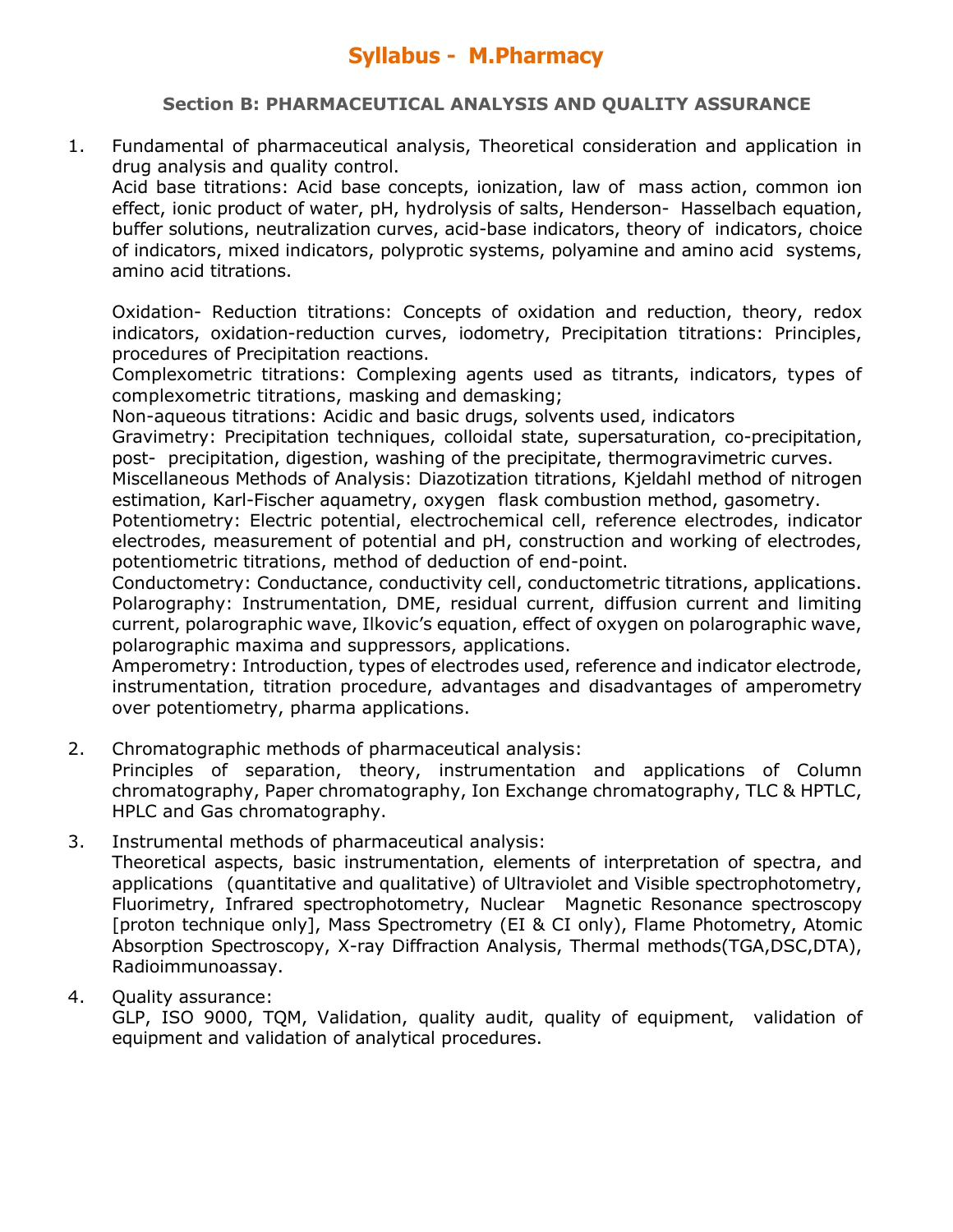# Syllabus - M.Pharmacy

### Section B: PHARMACEUTICAL ANALYSIS AND QUALITY ASSURANCE

1. Fundamental of pharmaceutical analysis, Theoretical consideration and application in drug analysis and quality control.

   Acid base titrations: Acid base concepts, ionization, law of mass action, common ion effect, ionic product of water, pH, hydrolysis of salts, Henderson- Hasselbach equation, buffer solutions, neutralization curves, acid-base indicators, theory of indicators, choice of indicators, mixed indicators, polyprotic systems, polyamine and amino acid systems, amino acid titrations.

   Oxidation- Reduction titrations: Concepts of oxidation and reduction, theory, redox indicators, oxidation-reduction curves, iodometry, Precipitation titrations: Principles, procedures of Precipitation reactions.

   Complexometric titrations: Complexing agents used as titrants, indicators, types of complexometric titrations, masking and demasking;

   Non-aqueous titrations: Acidic and basic drugs, solvents used, indicators

   Gravimetry: Precipitation techniques, colloidal state, supersaturation, co-precipitation, post- precipitation, digestion, washing of the precipitate, thermogravimetric curves.

   Miscellaneous Methods of Analysis: Diazotization titrations, Kjeldahl method of nitrogen estimation, Karl-Fischer aquametry, oxygen flask combustion method, gasometry.

   Potentiometry: Electric potential, electrochemical cell, reference electrodes, indicator electrodes, measurement of potential and pH, construction and working of electrodes, potentiometric titrations, method of deduction of end-point.

   Conductometry: Conductance, conductivity cell, conductometric titrations, applications.

   Polarography: Instrumentation, DME, residual current, diffusion current and limiting current, polarographic wave, Ilkovic's equation, effect of oxygen on polarographic wave, polarographic maxima and suppressors, applications.

   Amperometry: Introduction, types of electrodes used, reference and indicator electrode, instrumentation, titration procedure, advantages and disadvantages of amperometry over potentiometry, pharma applications.

2. Chromatographic methods of pharmaceutical analysis:

   Principles of separation, theory, instrumentation and applications of Column chromatography, Paper chromatography, Ion Exchange chromatography, TLC & HPTLC, HPLC and Gas chromatography.

3. Instrumental methods of pharmaceutical analysis:

   Theoretical aspects, basic instrumentation, elements of interpretation of spectra, and applications (quantitative and qualitative) of Ultraviolet and Visible spectrophotometry, Fluorimetry, Infrared spectrophotometry, Nuclear Magnetic Resonance spectroscopy [proton technique only], Mass Spectrometry (EI & CI only), Flame Photometry, Atomic Absorption Spectroscopy, X-ray Diffraction Analysis, Thermal methods(TGA,DSC,DTA), Radioimmunoassay.

4. Quality assurance:

   GLP, ISO 9000, TQM, Validation, quality audit, quality of equipment, validation of equipment and validation of analytical procedures.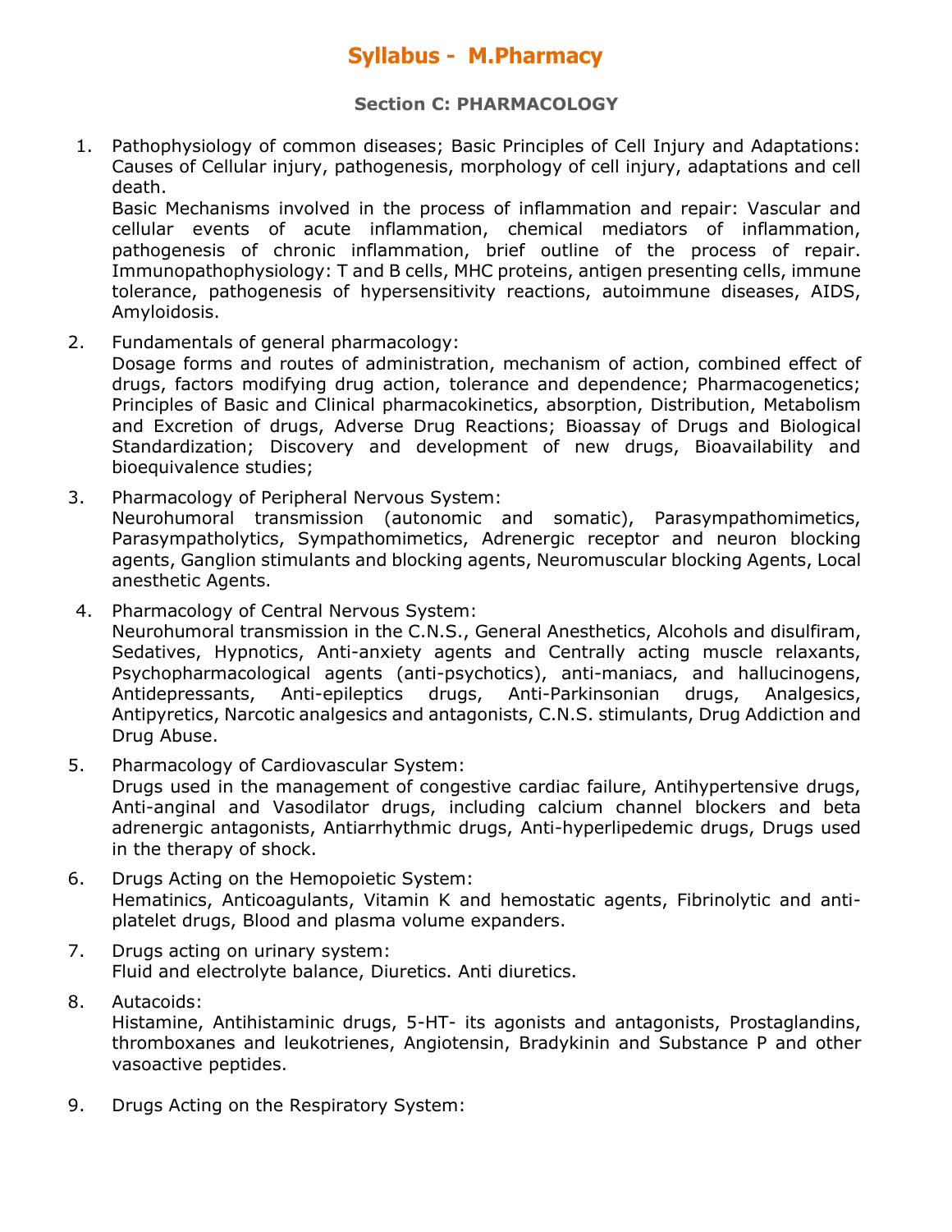# Syllabus - M.Pharmacy

## Section C: PHARMACOLOGY

1. Pathophysiology of common diseases; Basic Principles of Cell Injury and Adaptations: Causes of Cellular injury, pathogenesis, morphology of cell injury, adaptations and cell death.
   Basic Mechanisms involved in the process of inflammation and repair: Vascular and cellular events of acute inflammation, chemical mediators of inflammation, pathogenesis of chronic inflammation, brief outline of the process of repair. Immunopathophysiology: T and B cells, MHC proteins, antigen presenting cells, immune tolerance, pathogenesis of hypersensitivity reactions, autoimmune diseases, AIDS, Amyloidosis.

2. Fundamentals of general pharmacology:
   Dosage forms and routes of administration, mechanism of action, combined effect of drugs, factors modifying drug action, tolerance and dependence; Pharmacogenetics; Principles of Basic and Clinical pharmacokinetics, absorption, Distribution, Metabolism and Excretion of drugs, Adverse Drug Reactions; Bioassay of Drugs and Biological Standardization; Discovery and development of new drugs, Bioavailability and bioequivalence studies;

3. Pharmacology of Peripheral Nervous System:
   Neurohumoral transmission (autonomic and somatic), Parasympathomimetics, Parasympatholytics, Sympathomimetics, Adrenergic receptor and neuron blocking agents, Ganglion stimulants and blocking agents, Neuromuscular blocking Agents, Local anesthetic Agents.

4. Pharmacology of Central Nervous System:
   Neurohumoral transmission in the C.N.S., General Anesthetics, Alcohols and disulfiram, Sedatives, Hypnotics, Anti-anxiety agents and Centrally acting muscle relaxants, Psychopharmacological agents (anti-psychotics), anti-maniacs, and hallucinogens, Antidepressants, Anti-epileptics drugs, Anti-Parkinsonian drugs, Analgesics, Antipyretics, Narcotic analgesics and antagonists, C.N.S. stimulants, Drug Addiction and Drug Abuse.

5. Pharmacology of Cardiovascular System:
   Drugs used in the management of congestive cardiac failure, Antihypertensive drugs, Anti-anginal and Vasodilator drugs, including calcium channel blockers and beta adrenergic antagonists, Antiarrhythmic drugs, Anti-hyperlipedemic drugs, Drugs used in the therapy of shock.

6. Drugs Acting on the Hemopoietic System:
   Hematinics, Anticoagulants, Vitamin K and hemostatic agents, Fibrinolytic and anti-platelet drugs, Blood and plasma volume expanders.

7. Drugs acting on urinary system:
   Fluid and electrolyte balance, Diuretics. Anti diuretics.

8. Autacoids:
   Histamine, Antihistaminic drugs, 5-HT- its agonists and antagonists, Prostaglandins, thromboxanes and leukotrienes, Angiotensin, Bradykinin and Substance P and other vasoactive peptides.

9. Drugs Acting on the Respiratory System: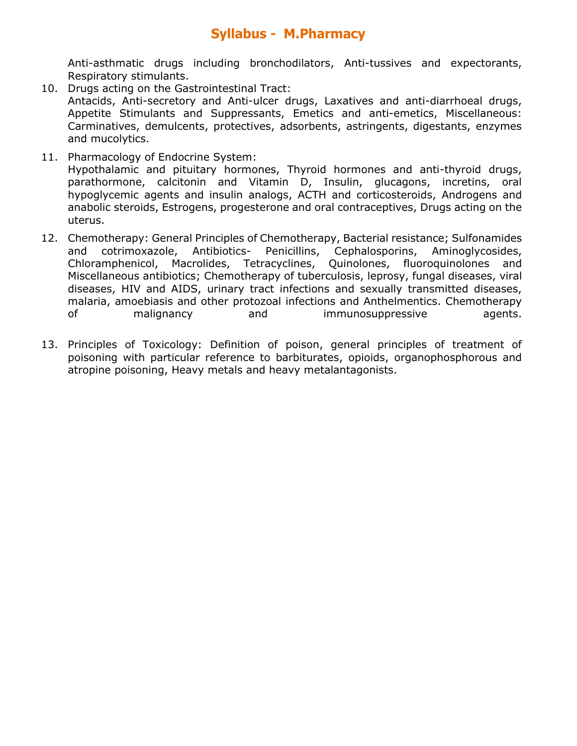Anti-asthmatic drugs including bronchodilators, Anti-tussives and expectorants, Respiratory stimulants.

10. Drugs acting on the Gastrointestinal Tract:
    Antacids, Anti-secretory and Anti-ulcer drugs, Laxatives and anti-diarrhoeal drugs, Appetite Stimulants and Suppressants, Emetics and anti-emetics, Miscellaneous: Carminatives, demulcents, protectives, adsorbents, astringents, digestants, enzymes and mucolytics.

11. Pharmacology of Endocrine System:
    Hypothalamic and pituitary hormones, Thyroid hormones and anti-thyroid drugs, parathormone, calcitonin and Vitamin D, Insulin, glucagons, incretins, oral hypoglycemic agents and insulin analogs, ACTH and corticosteroids, Androgens and anabolic steroids, Estrogens, progesterone and oral contraceptives, Drugs acting on the uterus.

12. Chemotherapy: General Principles of Chemotherapy, Bacterial resistance; Sulfonamides and cotrimoxazole, Antibiotics- Penicillins, Cephalosporins, Aminoglycosides, Chloramphenicol, Macrolides, Tetracyclines, Quinolones, fluoroquinolones and Miscellaneous antibiotics; Chemotherapy of tuberculosis, leprosy, fungal diseases, viral diseases, HIV and AIDS, urinary tract infections and sexually transmitted diseases, malaria, amoebiasis and other protozoal infections and Anthelmentics. Chemotherapy of malignancy and immunosuppressive agents.

13. Principles of Toxicology: Definition of poison, general principles of treatment of poisoning with particular reference to barbiturates, opioids, organophosphorous and atropine poisoning, Heavy metals and heavy metalantagonists.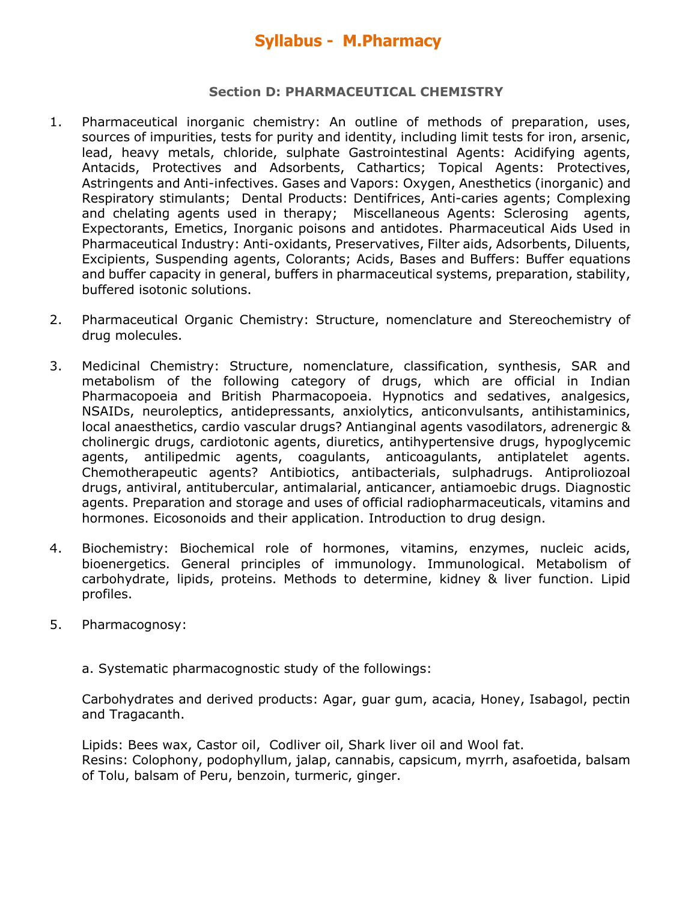# Syllabus - M.Pharmacy

## Section D: PHARMACEUTICAL CHEMISTRY

1. Pharmaceutical inorganic chemistry: An outline of methods of preparation, uses, sources of impurities, tests for purity and identity, including limit tests for iron, arsenic, lead, heavy metals, chloride, sulphate Gastrointestinal Agents: Acidifying agents, Antacids, Protectives and Adsorbents, Cathartics; Topical Agents: Protectives, Astringents and Anti-infectives. Gases and Vapors: Oxygen, Anesthetics (inorganic) and Respiratory stimulants; Dental Products: Dentifrices, Anti-caries agents; Complexing and chelating agents used in therapy; Miscellaneous Agents: Sclerosing agents, Expectorants, Emetics, Inorganic poisons and antidotes. Pharmaceutical Aids Used in Pharmaceutical Industry: Anti-oxidants, Preservatives, Filter aids, Adsorbents, Diluents, Excipients, Suspending agents, Colorants; Acids, Bases and Buffers: Buffer equations and buffer capacity in general, buffers in pharmaceutical systems, preparation, stability, buffered isotonic solutions.

2. Pharmaceutical Organic Chemistry: Structure, nomenclature and Stereochemistry of drug molecules.

3. Medicinal Chemistry: Structure, nomenclature, classification, synthesis, SAR and metabolism of the following category of drugs, which are official in Indian Pharmacopoeia and British Pharmacopoeia. Hypnotics and sedatives, analgesics, NSAIDs, neuroleptics, antidepressants, anxiolytics, anticonvulsants, antihistaminics, local anaesthetics, cardio vascular drugs? Antianginal agents vasodilators, adrenergic & cholinergic drugs, cardiotonic agents, diuretics, antihypertensive drugs, hypoglycemic agents, antilipedmic agents, coagulants, anticoagulants, antiplatelet agents. Chemotherapeutic agents? Antibiotics, antibacterials, sulphadrugs. Antiproliozoal drugs, antiviral, antitubercular, antimalarial, anticancer, antiamoebic drugs. Diagnostic agents. Preparation and storage and uses of official radiopharmaceuticals, vitamins and hormones. Eicosonoids and their application. Introduction to drug design.

4. Biochemistry: Biochemical role of hormones, vitamins, enzymes, nucleic acids, bioenergetics. General principles of immunology. Immunological. Metabolism of carbohydrate, lipids, proteins. Methods to determine, kidney & liver function. Lipid profiles.

5. Pharmacognosy:

   a. Systematic pharmacognostic study of the followings:

   Carbohydrates and derived products: Agar, guar gum, acacia, Honey, Isabagol, pectin and Tragacanth.

   Lipids: Bees wax, Castor oil, Codliver oil, Shark liver oil and Wool fat.
   Resins: Colophony, podophyllum, jalap, cannabis, capsicum, myrrh, asafoetida, balsam of Tolu, balsam of Peru, benzoin, turmeric, ginger.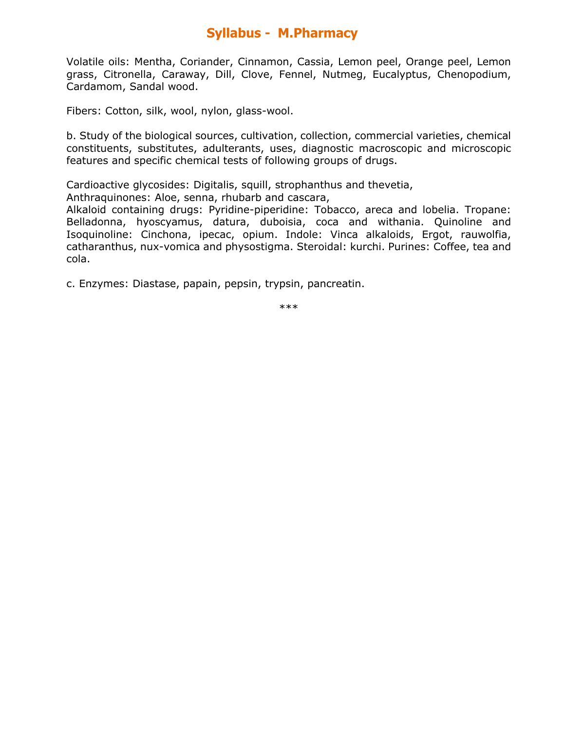Volatile oils: Mentha, Coriander, Cinnamon, Cassia, Lemon peel, Orange peel, Lemon grass, Citronella, Caraway, Dill, Clove, Fennel, Nutmeg, Eucalyptus, Chenopodium, Cardamom, Sandal wood.

Fibers: Cotton, silk, wool, nylon, glass-wool.

b. Study of the biological sources, cultivation, collection, commercial varieties, chemical constituents, substitutes, adulterants, uses, diagnostic macroscopic and microscopic features and specific chemical tests of following groups of drugs.

Cardioactive glycosides: Digitalis, squill, strophanthus and thevetia,
Anthraquinones: Aloe, senna, rhubarb and cascara,
Alkaloid containing drugs: Pyridine-piperidine: Tobacco, areca and lobelia. Tropane: Belladonna, hyoscyamus, datura, duboisia, coca and withania. Quinoline and Isoquinoline: Cinchona, ipecac, opium. Indole: Vinca alkaloids, Ergot, rauwolfia, catharanthus, nux-vomica and physostigma. Steroidal: kurchi. Purines: Coffee, tea and cola.

c. Enzymes: Diastase, papain, pepsin, trypsin, pancreatin.

***